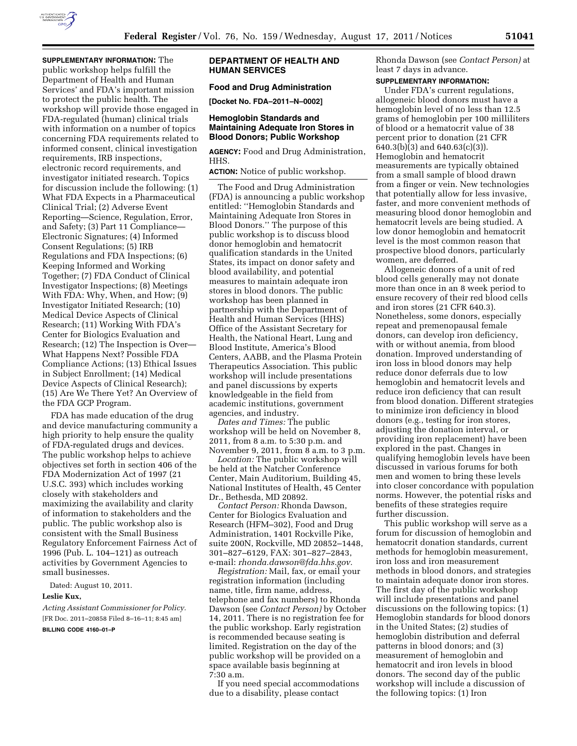**SUPPLEMENTARY INFORMATION:** The public workshop helps fulfill the Department of Health and Human Services' and FDA's important mission to protect the public health. The workshop will provide those engaged in FDA-regulated (human) clinical trials with information on a number of topics concerning FDA requirements related to informed consent, clinical investigation requirements, IRB inspections, electronic record requirements, and investigator initiated research. Topics for discussion include the following: (1) What FDA Expects in a Pharmaceutical Clinical Trial; (2) Adverse Event Reporting—Science, Regulation, Error, and Safety; (3) Part 11 Compliance—Electronic Signatures; (4) Informed Consent Regulations; (5) IRB Regulations and FDA Inspections; (6) Keeping Informed and Working Together; (7) FDA Conduct of Clinical Investigator Inspections; (8) Meetings With FDA: Why, When, and How; (9) Investigator Initiated Research; (10) Medical Device Aspects of Clinical Research; (11) Working With FDA's Center for Biologics Evaluation and Research; (12) The Inspection is Over—What Happens Next? Possible FDA Compliance Actions; (13) Ethical Issues in Subject Enrollment; (14) Medical Device Aspects of Clinical Research); (15) Are We There Yet? An Overview of the FDA GCP Program.

FDA has made education of the drug and device manufacturing community a high priority to help ensure the quality of FDA-regulated drugs and devices. The public workshop helps to achieve objectives set forth in section 406 of the FDA Modernization Act of 1997 (21 U.S.C. 393) which includes working closely with stakeholders and maximizing the availability and clarity of information to stakeholders and the public. The public workshop also is consistent with the Small Business Regulatory Enforcement Fairness Act of 1996 (Pub. L. 104–121) as outreach activities by Government Agencies to small businesses.

Dated: August 10, 2011.

**Leslie Kux,**

*Acting Assistant Commissioner for Policy.*

[FR Doc. 2011–20858 Filed 8–16–11; 8:45 am]

**BILLING CODE 4160–01–P**

## DEPARTMENT OF HEALTH AND HUMAN SERVICES

### Food and Drug Administration

**[Docket No. FDA–2011–N–0002]**

### Hemoglobin Standards and Maintaining Adequate Iron Stores in Blood Donors; Public Workshop

**AGENCY:** Food and Drug Administration, HHS.

**ACTION:** Notice of public workshop.

The Food and Drug Administration (FDA) is announcing a public workshop entitled: ''Hemoglobin Standards and Maintaining Adequate Iron Stores in Blood Donors.'' The purpose of this public workshop is to discuss blood donor hemoglobin and hematocrit qualification standards in the United States, its impact on donor safety and blood availability, and potential measures to maintain adequate iron stores in blood donors. The public workshop has been planned in partnership with the Department of Health and Human Services (HHS) Office of the Assistant Secretary for Health, the National Heart, Lung and Blood Institute, America's Blood Centers, AABB, and the Plasma Protein Therapeutics Association. This public workshop will include presentations and panel discussions by experts knowledgeable in the field from academic institutions, government agencies, and industry.

*Dates and Times:* The public workshop will be held on November 8, 2011, from 8 a.m. to 5:30 p.m. and November 9, 2011, from 8 a.m. to 3 p.m.

*Location:* The public workshop will be held at the Natcher Conference Center, Main Auditorium, Building 45, National Institutes of Health, 45 Center Dr., Bethesda, MD 20892.

*Contact Person:* Rhonda Dawson, Center for Biologics Evaluation and Research (HFM–302), Food and Drug Administration, 1401 Rockville Pike, suite 200N, Rockville, MD 20852–1448, 301–827–6129, FAX: 301–827–2843, e-mail: *rhonda.dawson@fda.hhs.gov.*

*Registration:* Mail, fax, or email your registration information (including name, title, firm name, address, telephone and fax numbers) to Rhonda Dawson (see *Contact Person)* by October 14, 2011. There is no registration fee for the public workshop. Early registration is recommended because seating is limited. Registration on the day of the public workshop will be provided on a space available basis beginning at 7:30 a.m.

If you need special accommodations due to a disability, please contact Rhonda Dawson (see *Contact Person)* at least 7 days in advance.

**SUPPLEMENTARY INFORMATION:**

Under FDA's current regulations, allogeneic blood donors must have a hemoglobin level of no less than 12.5 grams of hemoglobin per 100 milliliters of blood or a hematocrit value of 38 percent prior to donation (21 CFR 640.3(b)(3) and 640.63(c)(3)). Hemoglobin and hematocrit measurements are typically obtained from a small sample of blood drawn from a finger or vein. New technologies that potentially allow for less invasive, faster, and more convenient methods of measuring blood donor hemoglobin and hematocrit levels are being studied. A low donor hemoglobin and hematocrit level is the most common reason that prospective blood donors, particularly women, are deferred.

Allogeneic donors of a unit of red blood cells generally may not donate more than once in an 8 week period to ensure recovery of their red blood cells and iron stores (21 CFR 640.3). Nonetheless, some donors, especially repeat and premenopausal female donors, can develop iron deficiency, with or without anemia, from blood donation. Improved understanding of iron loss in blood donors may help reduce donor deferrals due to low hemoglobin and hematocrit levels and reduce iron deficiency that can result from blood donation. Different strategies to minimize iron deficiency in blood donors (e.g., testing for iron stores, adjusting the donation interval, or providing iron replacement) have been explored in the past. Changes in qualifying hemoglobin levels have been discussed in various forums for both men and women to bring these levels into closer concordance with population norms. However, the potential risks and benefits of these strategies require further discussion.

This public workshop will serve as a forum for discussion of hemoglobin and hematocrit donation standards, current methods for hemoglobin measurement, iron loss and iron measurement methods in blood donors, and strategies to maintain adequate donor iron stores. The first day of the public workshop will include presentations and panel discussions on the following topics: (1) Hemoglobin standards for blood donors in the United States; (2) studies of hemoglobin distribution and deferral patterns in blood donors; and (3) measurement of hemoglobin and hematocrit and iron levels in blood donors. The second day of the public workshop will include a discussion of the following topics: (1) Iron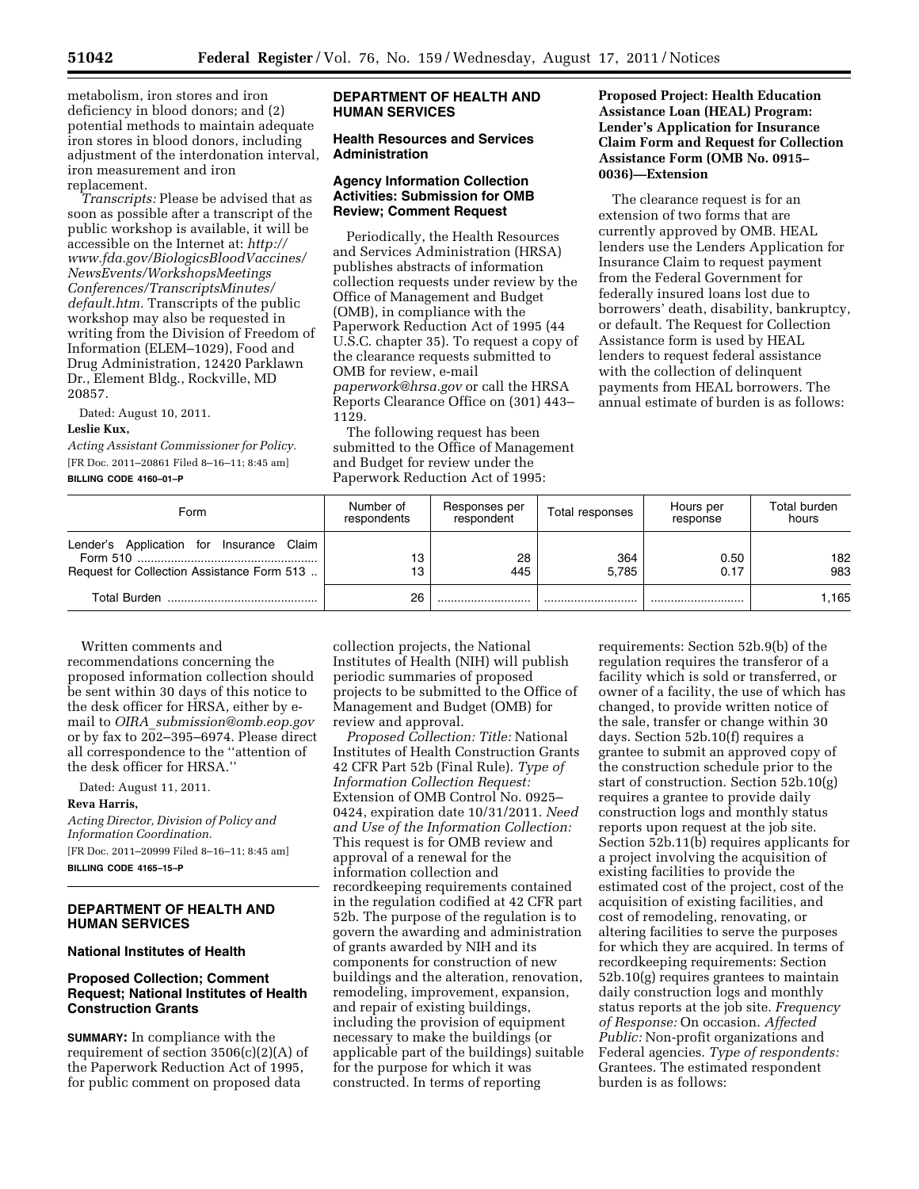metabolism, iron stores and iron deficiency in blood donors; and (2) potential methods to maintain adequate iron stores in blood donors, including adjustment of the interdonation interval, iron measurement and iron replacement.

*Transcripts:* Please be advised that as soon as possible after a transcript of the public workshop is available, it will be accessible on the Internet at: *http://www.fda.gov/BiologicsBloodVaccines/NewsEvents/WorkshopsMeetingsConferences/TranscriptsMinutes/default.htm.* Transcripts of the public workshop may also be requested in writing from the Division of Freedom of Information (ELEM–1029), Food and Drug Administration, 12420 Parklawn Dr., Element Bldg., Rockville, MD 20857.

Dated: August 10, 2011.

**Leslie Kux,**

*Acting Assistant Commissioner for Policy.*

[FR Doc. 2011–20861 Filed 8–16–11; 8:45 am]

**BILLING CODE 4160–01–P**

## DEPARTMENT OF HEALTH AND HUMAN SERVICES

### Health Resources and Services Administration

### Agency Information Collection Activities: Submission for OMB Review; Comment Request

Periodically, the Health Resources and Services Administration (HRSA) publishes abstracts of information collection requests under review by the Office of Management and Budget (OMB), in compliance with the Paperwork Reduction Act of 1995 (44 U.S.C. chapter 35). To request a copy of the clearance requests submitted to OMB for review, e-mail *paperwork@hrsa.gov* or call the HRSA Reports Clearance Office on (301) 443–1129.

The following request has been submitted to the Office of Management and Budget for review under the Paperwork Reduction Act of 1995:

**Proposed Project: Health Education Assistance Loan (HEAL) Program: Lender's Application for Insurance Claim Form and Request for Collection Assistance Form (OMB No. 0915–0036)—Extension**

The clearance request is for an extension of two forms that are currently approved by OMB. HEAL lenders use the Lenders Application for Insurance Claim to request payment from the Federal Government for federally insured loans lost due to borrowers' death, disability, bankruptcy, or default. The Request for Collection Assistance form is used by HEAL lenders to request federal assistance with the collection of delinquent payments from HEAL borrowers. The annual estimate of burden is as follows:

| Form | Number of respondents | Responses per respondent | Total responses | Hours per response | Total burden hours |
|---|---|---|---|---|---|
| Lender's Application for Insurance Claim Form 510 | 13 | 28 | 364 | 0.50 | 182 |
| Request for Collection Assistance Form 513 | 13 | 445 | 5,785 | 0.17 | 983 |
| Total Burden | 26 | | | | 1,165 |

Written comments and recommendations concerning the proposed information collection should be sent within 30 days of this notice to the desk officer for HRSA, either by e-mail to *OIRA_submission@omb.eop.gov* or by fax to 202–395–6974. Please direct all correspondence to the ''attention of the desk officer for HRSA.''

Dated: August 11, 2011.

**Reva Harris,**

*Acting Director, Division of Policy and Information Coordination.*

[FR Doc. 2011–20999 Filed 8–16–11; 8:45 am]

**BILLING CODE 4165–15–P**

## DEPARTMENT OF HEALTH AND HUMAN SERVICES

### National Institutes of Health

### Proposed Collection; Comment Request; National Institutes of Health Construction Grants

**SUMMARY:** In compliance with the requirement of section 3506(c)(2)(A) of the Paperwork Reduction Act of 1995, for public comment on proposed data collection projects, the National Institutes of Health (NIH) will publish periodic summaries of proposed projects to be submitted to the Office of Management and Budget (OMB) for review and approval.

*Proposed Collection: Title:* National Institutes of Health Construction Grants 42 CFR Part 52b (Final Rule). *Type of Information Collection Request:* Extension of OMB Control No. 0925–0424, expiration date 10/31/2011. *Need and Use of the Information Collection:* This request is for OMB review and approval of a renewal for the information collection and recordkeeping requirements contained in the regulation codified at 42 CFR part 52b. The purpose of the regulation is to govern the awarding and administration of grants awarded by NIH and its components for construction of new buildings and the alteration, renovation, remodeling, improvement, expansion, and repair of existing buildings, including the provision of equipment necessary to make the buildings (or applicable part of the buildings) suitable for the purpose for which it was constructed. In terms of reporting requirements: Section 52b.9(b) of the regulation requires the transferor of a facility which is sold or transferred, or owner of a facility, the use of which has changed, to provide written notice of the sale, transfer or change within 30 days. Section 52b.10(f) requires a grantee to submit an approved copy of the construction schedule prior to the start of construction. Section 52b.10(g) requires a grantee to provide daily construction logs and monthly status reports upon request at the job site. Section 52b.11(b) requires applicants for a project involving the acquisition of existing facilities to provide the estimated cost of the project, cost of the acquisition of existing facilities, and cost of remodeling, renovating, or altering facilities to serve the purposes for which they are acquired. In terms of recordkeeping requirements: Section 52b.10(g) requires grantees to maintain daily construction logs and monthly status reports at the job site. *Frequency of Response:* On occasion. *Affected Public:* Non-profit organizations and Federal agencies. *Type of respondents:* Grantees. The estimated respondent burden is as follows: